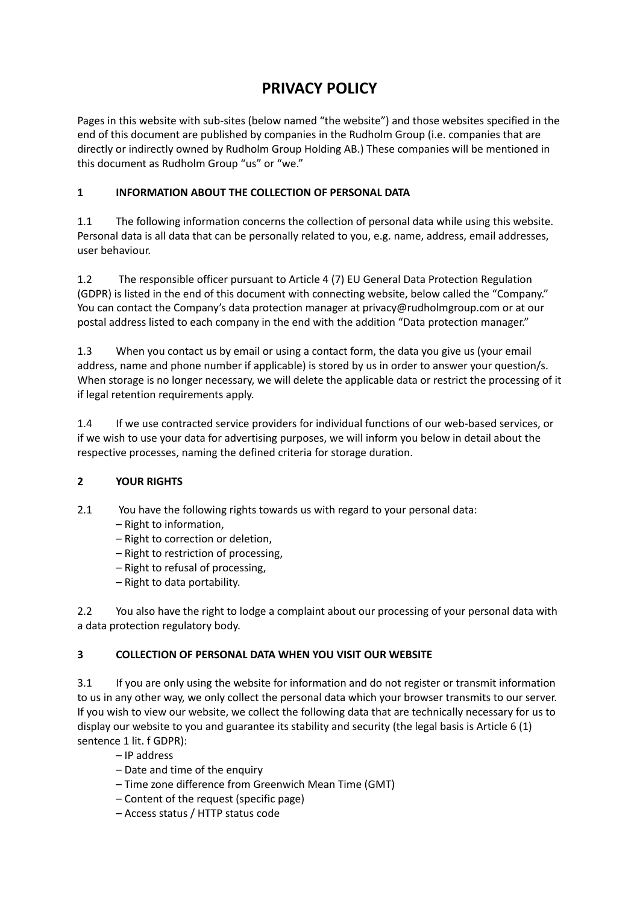# PRIVACY POLICY

Pages in this website with sub-sites (below named "the website") and those websites specified in the end of this document are published by companies in the Rudholm Group (i.e. companies that are directly or indirectly owned by Rudholm Group Holding AB.) These companies will be mentioned in this document as Rudholm Group "us" or "we."

## 1 INFORMATION ABOUT THE COLLECTION OF PERSONAL DATA

1.1 The following information concerns the collection of personal data while using this website. Personal data is all data that can be personally related to you, e.g. name, address, email addresses, user behaviour.

1.2 The responsible officer pursuant to Article 4 (7) EU General Data Protection Regulation (GDPR) is listed in the end of this document with connecting website, below called the "Company." You can contact the Company's data protection manager at privacy@rudholmgroup.com or at our postal address listed to each company in the end with the addition "Data protection manager."

1.3 When you contact us by email or using a contact form, the data you give us (your email address, name and phone number if applicable) is stored by us in order to answer your question/s. When storage is no longer necessary, we will delete the applicable data or restrict the processing of it if legal retention requirements apply.

1.4 If we use contracted service providers for individual functions of our web-based services, or if we wish to use your data for advertising purposes, we will inform you below in detail about the respective processes, naming the defined criteria for storage duration.

## 2 YOUR RIGHTS

2.1 You have the following rights towards us with regard to your personal data:

– Right to information,
– Right to correction or deletion,
– Right to restriction of processing,
– Right to refusal of processing,
– Right to data portability.

2.2 You also have the right to lodge a complaint about our processing of your personal data with a data protection regulatory body.

## 3 COLLECTION OF PERSONAL DATA WHEN YOU VISIT OUR WEBSITE

3.1 If you are only using the website for information and do not register or transmit information to us in any other way, we only collect the personal data which your browser transmits to our server. If you wish to view our website, we collect the following data that are technically necessary for us to display our website to you and guarantee its stability and security (the legal basis is Article 6 (1) sentence 1 lit. f GDPR):

– IP address
– Date and time of the enquiry
– Time zone difference from Greenwich Mean Time (GMT)
– Content of the request (specific page)
– Access status / HTTP status code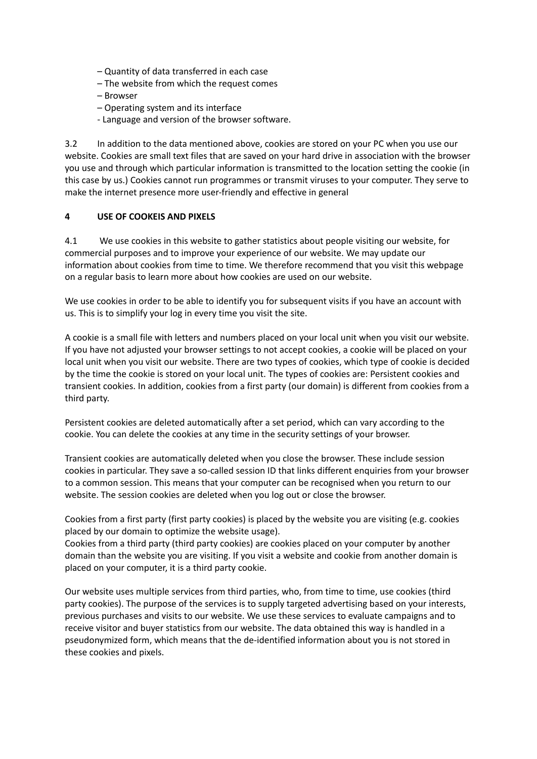– Quantity of data transferred in each case
– The website from which the request comes
– Browser
– Operating system and its interface
- Language and version of the browser software.

3.2 In addition to the data mentioned above, cookies are stored on your PC when you use our website. Cookies are small text files that are saved on your hard drive in association with the browser you use and through which particular information is transmitted to the location setting the cookie (in this case by us.) Cookies cannot run programmes or transmit viruses to your computer. They serve to make the internet presence more user-friendly and effective in general

## 4 USE OF COOKEIS AND PIXELS

4.1 We use cookies in this website to gather statistics about people visiting our website, for commercial purposes and to improve your experience of our website. We may update our information about cookies from time to time. We therefore recommend that you visit this webpage on a regular basis to learn more about how cookies are used on our website.

We use cookies in order to be able to identify you for subsequent visits if you have an account with us. This is to simplify your log in every time you visit the site.

A cookie is a small file with letters and numbers placed on your local unit when you visit our website. If you have not adjusted your browser settings to not accept cookies, a cookie will be placed on your local unit when you visit our website. There are two types of cookies, which type of cookie is decided by the time the cookie is stored on your local unit. The types of cookies are: Persistent cookies and transient cookies. In addition, cookies from a first party (our domain) is different from cookies from a third party.

Persistent cookies are deleted automatically after a set period, which can vary according to the cookie. You can delete the cookies at any time in the security settings of your browser.

Transient cookies are automatically deleted when you close the browser. These include session cookies in particular. They save a so-called session ID that links different enquiries from your browser to a common session. This means that your computer can be recognised when you return to our website. The session cookies are deleted when you log out or close the browser.

Cookies from a first party (first party cookies) is placed by the website you are visiting (e.g. cookies placed by our domain to optimize the website usage).
Cookies from a third party (third party cookies) are cookies placed on your computer by another domain than the website you are visiting. If you visit a website and cookie from another domain is placed on your computer, it is a third party cookie.

Our website uses multiple services from third parties, who, from time to time, use cookies (third party cookies). The purpose of the services is to supply targeted advertising based on your interests, previous purchases and visits to our website. We use these services to evaluate campaigns and to receive visitor and buyer statistics from our website. The data obtained this way is handled in a pseudonymized form, which means that the de-identified information about you is not stored in these cookies and pixels.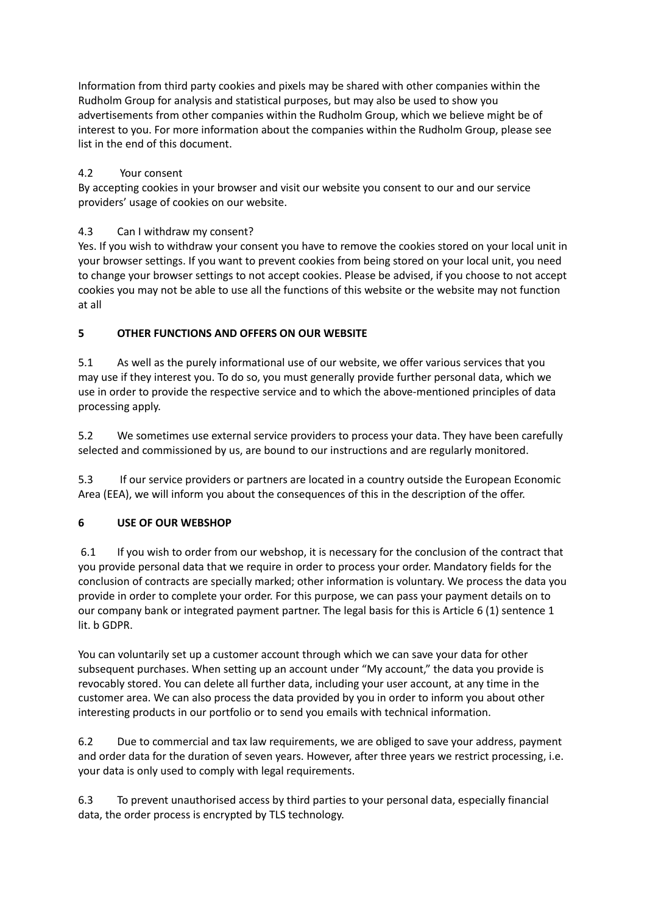Information from third party cookies and pixels may be shared with other companies within the Rudholm Group for analysis and statistical purposes, but may also be used to show you advertisements from other companies within the Rudholm Group, which we believe might be of interest to you. For more information about the companies within the Rudholm Group, please see list in the end of this document.

4.2 Your consent

By accepting cookies in your browser and visit our website you consent to our and our service providers' usage of cookies on our website.

4.3 Can I withdraw my consent?

Yes. If you wish to withdraw your consent you have to remove the cookies stored on your local unit in your browser settings. If you want to prevent cookies from being stored on your local unit, you need to change your browser settings to not accept cookies. Please be advised, if you choose to not accept cookies you may not be able to use all the functions of this website or the website may not function at all

## 5 OTHER FUNCTIONS AND OFFERS ON OUR WEBSITE

5.1 As well as the purely informational use of our website, we offer various services that you may use if they interest you. To do so, you must generally provide further personal data, which we use in order to provide the respective service and to which the above-mentioned principles of data processing apply.

5.2 We sometimes use external service providers to process your data. They have been carefully selected and commissioned by us, are bound to our instructions and are regularly monitored.

5.3 If our service providers or partners are located in a country outside the European Economic Area (EEA), we will inform you about the consequences of this in the description of the offer.

## 6 USE OF OUR WEBSHOP

6.1 If you wish to order from our webshop, it is necessary for the conclusion of the contract that you provide personal data that we require in order to process your order. Mandatory fields for the conclusion of contracts are specially marked; other information is voluntary. We process the data you provide in order to complete your order. For this purpose, we can pass your payment details on to our company bank or integrated payment partner. The legal basis for this is Article 6 (1) sentence 1 lit. b GDPR.

You can voluntarily set up a customer account through which we can save your data for other subsequent purchases. When setting up an account under "My account," the data you provide is revocably stored. You can delete all further data, including your user account, at any time in the customer area. We can also process the data provided by you in order to inform you about other interesting products in our portfolio or to send you emails with technical information.

6.2 Due to commercial and tax law requirements, we are obliged to save your address, payment and order data for the duration of seven years. However, after three years we restrict processing, i.e. your data is only used to comply with legal requirements.

6.3 To prevent unauthorised access by third parties to your personal data, especially financial data, the order process is encrypted by TLS technology.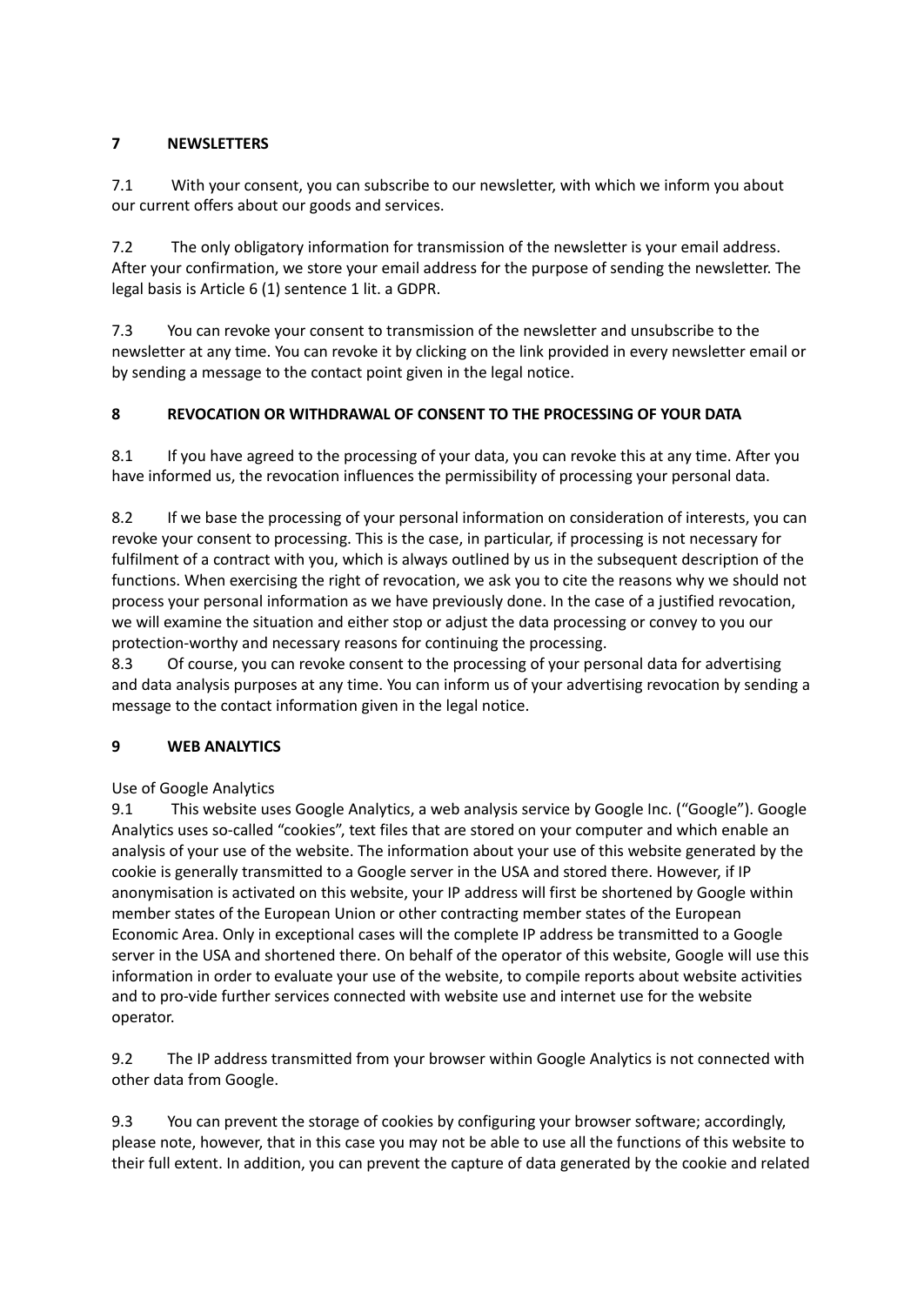## 7 NEWSLETTERS

7.1 With your consent, you can subscribe to our newsletter, with which we inform you about our current offers about our goods and services.

7.2 The only obligatory information for transmission of the newsletter is your email address. After your confirmation, we store your email address for the purpose of sending the newsletter. The legal basis is Article 6 (1) sentence 1 lit. a GDPR.

7.3 You can revoke your consent to transmission of the newsletter and unsubscribe to the newsletter at any time. You can revoke it by clicking on the link provided in every newsletter email or by sending a message to the contact point given in the legal notice.

## 8 REVOCATION OR WITHDRAWAL OF CONSENT TO THE PROCESSING OF YOUR DATA

8.1 If you have agreed to the processing of your data, you can revoke this at any time. After you have informed us, the revocation influences the permissibility of processing your personal data.

8.2 If we base the processing of your personal information on consideration of interests, you can revoke your consent to processing. This is the case, in particular, if processing is not necessary for fulfilment of a contract with you, which is always outlined by us in the subsequent description of the functions. When exercising the right of revocation, we ask you to cite the reasons why we should not process your personal information as we have previously done. In the case of a justified revocation, we will examine the situation and either stop or adjust the data processing or convey to you our protection-worthy and necessary reasons for continuing the processing.

8.3 Of course, you can revoke consent to the processing of your personal data for advertising and data analysis purposes at any time. You can inform us of your advertising revocation by sending a message to the contact information given in the legal notice.

## 9 WEB ANALYTICS

Use of Google Analytics

9.1 This website uses Google Analytics, a web analysis service by Google Inc. ("Google"). Google Analytics uses so-called "cookies", text files that are stored on your computer and which enable an analysis of your use of the website. The information about your use of this website generated by the cookie is generally transmitted to a Google server in the USA and stored there. However, if IP anonymisation is activated on this website, your IP address will first be shortened by Google within member states of the European Union or other contracting member states of the European Economic Area. Only in exceptional cases will the complete IP address be transmitted to a Google server in the USA and shortened there. On behalf of the operator of this website, Google will use this information in order to evaluate your use of the website, to compile reports about website activities and to pro-vide further services connected with website use and internet use for the website operator.

9.2 The IP address transmitted from your browser within Google Analytics is not connected with other data from Google.

9.3 You can prevent the storage of cookies by configuring your browser software; accordingly, please note, however, that in this case you may not be able to use all the functions of this website to their full extent. In addition, you can prevent the capture of data generated by the cookie and related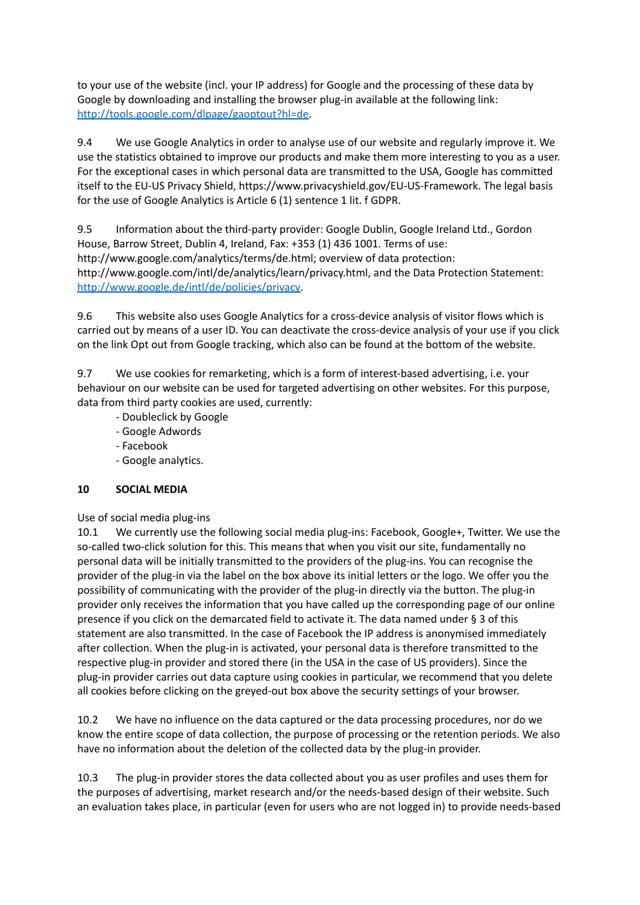to your use of the website (incl. your IP address) for Google and the processing of these data by Google by downloading and installing the browser plug-in available at the following link: [http://tools.google.com/dlpage/gaoptout?hl=de](http://tools.google.com/dlpage/gaoptout?hl=de).

9.4 We use Google Analytics in order to analyse use of our website and regularly improve it. We use the statistics obtained to improve our products and make them more interesting to you as a user. For the exceptional cases in which personal data are transmitted to the USA, Google has committed itself to the EU-US Privacy Shield, https://www.privacyshield.gov/EU-US-Framework. The legal basis for the use of Google Analytics is Article 6 (1) sentence 1 lit. f GDPR.

9.5 Information about the third-party provider: Google Dublin, Google Ireland Ltd., Gordon House, Barrow Street, Dublin 4, Ireland, Fax: +353 (1) 436 1001. Terms of use: http://www.google.com/analytics/terms/de.html; overview of data protection: http://www.google.com/intl/de/analytics/learn/privacy.html, and the Data Protection Statement: [http://www.google.de/intl/de/policies/privacy](http://www.google.de/intl/de/policies/privacy).

9.6 This website also uses Google Analytics for a cross-device analysis of visitor flows which is carried out by means of a user ID. You can deactivate the cross-device analysis of your use if you click on the link Opt out from Google tracking, which also can be found at the bottom of the website.

9.7 We use cookies for remarketing, which is a form of interest-based advertising, i.e. your behaviour on our website can be used for targeted advertising on other websites. For this purpose, data from third party cookies are used, currently:

- Doubleclick by Google
- Google Adwords
- Facebook
- Google analytics.

## 10 SOCIAL MEDIA

Use of social media plug-ins

10.1 We currently use the following social media plug-ins: Facebook, Google+, Twitter. We use the so-called two-click solution for this. This means that when you visit our site, fundamentally no personal data will be initially transmitted to the providers of the plug-ins. You can recognise the provider of the plug-in via the label on the box above its initial letters or the logo. We offer you the possibility of communicating with the provider of the plug-in directly via the button. The plug-in provider only receives the information that you have called up the corresponding page of our online presence if you click on the demarcated field to activate it. The data named under § 3 of this statement are also transmitted. In the case of Facebook the IP address is anonymised immediately after collection. When the plug-in is activated, your personal data is therefore transmitted to the respective plug-in provider and stored there (in the USA in the case of US providers). Since the plug-in provider carries out data capture using cookies in particular, we recommend that you delete all cookies before clicking on the greyed-out box above the security settings of your browser.

10.2 We have no influence on the data captured or the data processing procedures, nor do we know the entire scope of data collection, the purpose of processing or the retention periods. We also have no information about the deletion of the collected data by the plug-in provider.

10.3 The plug-in provider stores the data collected about you as user profiles and uses them for the purposes of advertising, market research and/or the needs-based design of their website. Such an evaluation takes place, in particular (even for users who are not logged in) to provide needs-based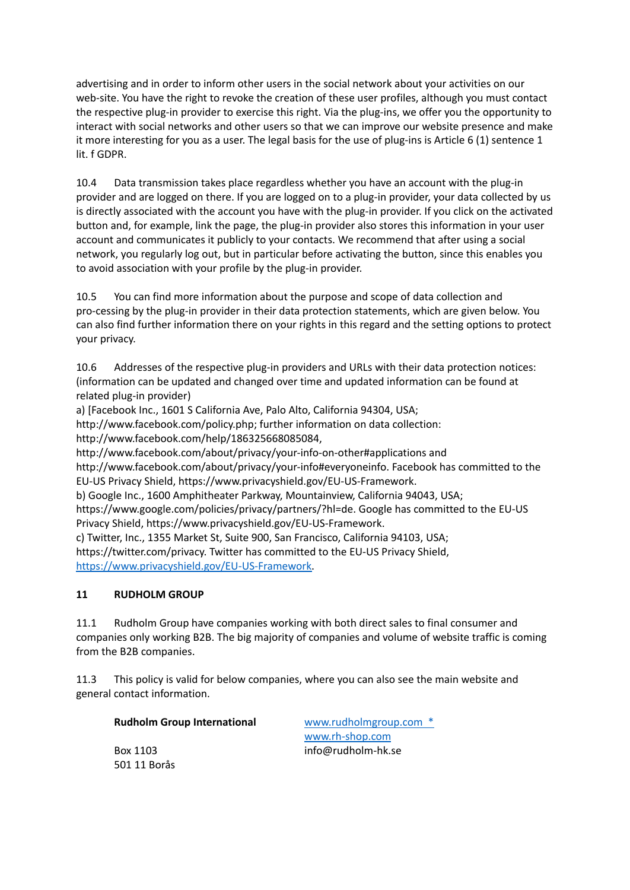advertising and in order to inform other users in the social network about your activities on our web-site. You have the right to revoke the creation of these user profiles, although you must contact the respective plug-in provider to exercise this right. Via the plug-ins, we offer you the opportunity to interact with social networks and other users so that we can improve our website presence and make it more interesting for you as a user. The legal basis for the use of plug-ins is Article 6 (1) sentence 1 lit. f GDPR.

10.4 Data transmission takes place regardless whether you have an account with the plug-in provider and are logged on there. If you are logged on to a plug-in provider, your data collected by us is directly associated with the account you have with the plug-in provider. If you click on the activated button and, for example, link the page, the plug-in provider also stores this information in your user account and communicates it publicly to your contacts. We recommend that after using a social network, you regularly log out, but in particular before activating the button, since this enables you to avoid association with your profile by the plug-in provider.

10.5 You can find more information about the purpose and scope of data collection and pro-cessing by the plug-in provider in their data protection statements, which are given below. You can also find further information there on your rights in this regard and the setting options to protect your privacy.

10.6 Addresses of the respective plug-in providers and URLs with their data protection notices: (information can be updated and changed over time and updated information can be found at related plug-in provider)
a) [Facebook Inc., 1601 S California Ave, Palo Alto, California 94304, USA; http://www.facebook.com/policy.php; further information on data collection: http://www.facebook.com/help/186325668085084, http://www.facebook.com/about/privacy/your-info-on-other#applications and http://www.facebook.com/about/privacy/your-info#everyoneinfo. Facebook has committed to the EU-US Privacy Shield, https://www.privacyshield.gov/EU-US-Framework.
b) Google Inc., 1600 Amphitheater Parkway, Mountainview, California 94043, USA; https://www.google.com/policies/privacy/partners/?hl=de. Google has committed to the EU-US Privacy Shield, https://www.privacyshield.gov/EU-US-Framework.
c) Twitter, Inc., 1355 Market St, Suite 900, San Francisco, California 94103, USA; https://twitter.com/privacy. Twitter has committed to the EU-US Privacy Shield, https://www.privacyshield.gov/EU-US-Framework.

## 11 RUDHOLM GROUP

11.1 Rudholm Group have companies working with both direct sales to final consumer and companies only working B2B. The big majority of companies and volume of website traffic is coming from the B2B companies.

11.3 This policy is valid for below companies, where you can also see the main website and general contact information.

| **Rudholm Group International** | www.rudholmgroup.com * |
|---|---|
| | www.rh-shop.com |
| Box 1103 | info@rudholm-hk.se |
| 501 11 Borås | |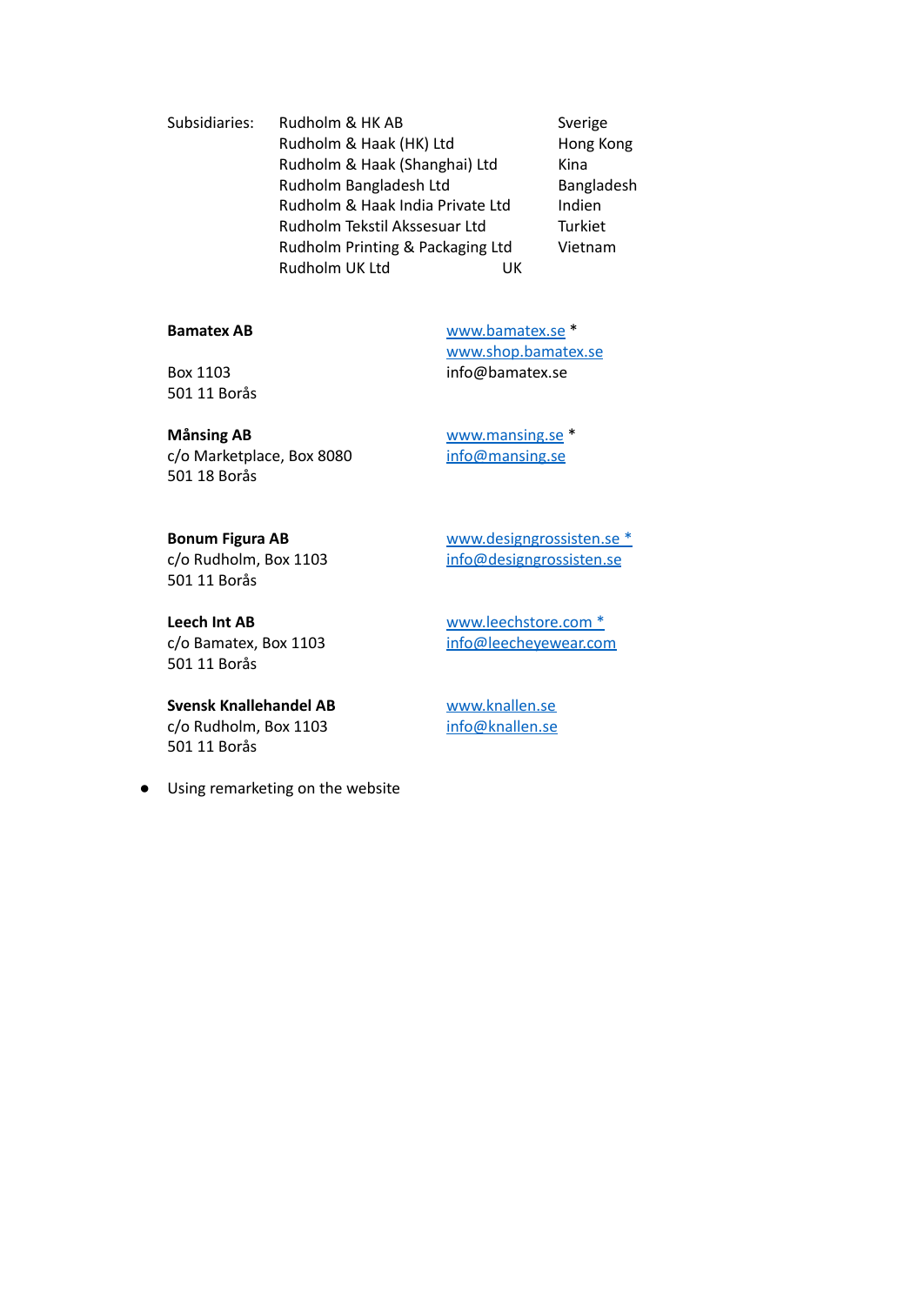| | | |
|---|---|---|
| Subsidiaries: | Rudholm & HK AB | Sverige |
| | Rudholm & Haak (HK) Ltd | Hong Kong |
| | Rudholm & Haak (Shanghai) Ltd | Kina |
| | Rudholm Bangladesh Ltd | Bangladesh |
| | Rudholm & Haak India Private Ltd | Indien |
| | Rudholm Tekstil Akssesuar Ltd | Turkiet |
| | Rudholm Printing & Packaging Ltd | Vietnam |
| | Rudholm UK Ltd | UK |

| | |
|---|---|
| **Bamatex AB** | www.bamatex.se * |
| | www.shop.bamatex.se |
| Box 1103 | info@bamatex.se |
| 501 11 Borås | |
| | |
| **Månsing AB** | www.mansing.se * |
| c/o Marketplace, Box 8080 | info@mansing.se |
| 501 18 Borås | |
| | |
| **Bonum Figura AB** | www.designgrossisten.se * |
| c/o Rudholm, Box 1103 | info@designgrossisten.se |
| 501 11 Borås | |
| | |
| **Leech Int AB** | www.leechstore.com * |
| c/o Bamatex, Box 1103 | info@leecheyewear.com |
| 501 11 Borås | |
| | |
| **Svensk Knallehandel AB** | www.knallen.se |
| c/o Rudholm, Box 1103 | info@knallen.se |
| 501 11 Borås | |

- Using remarketing on the website